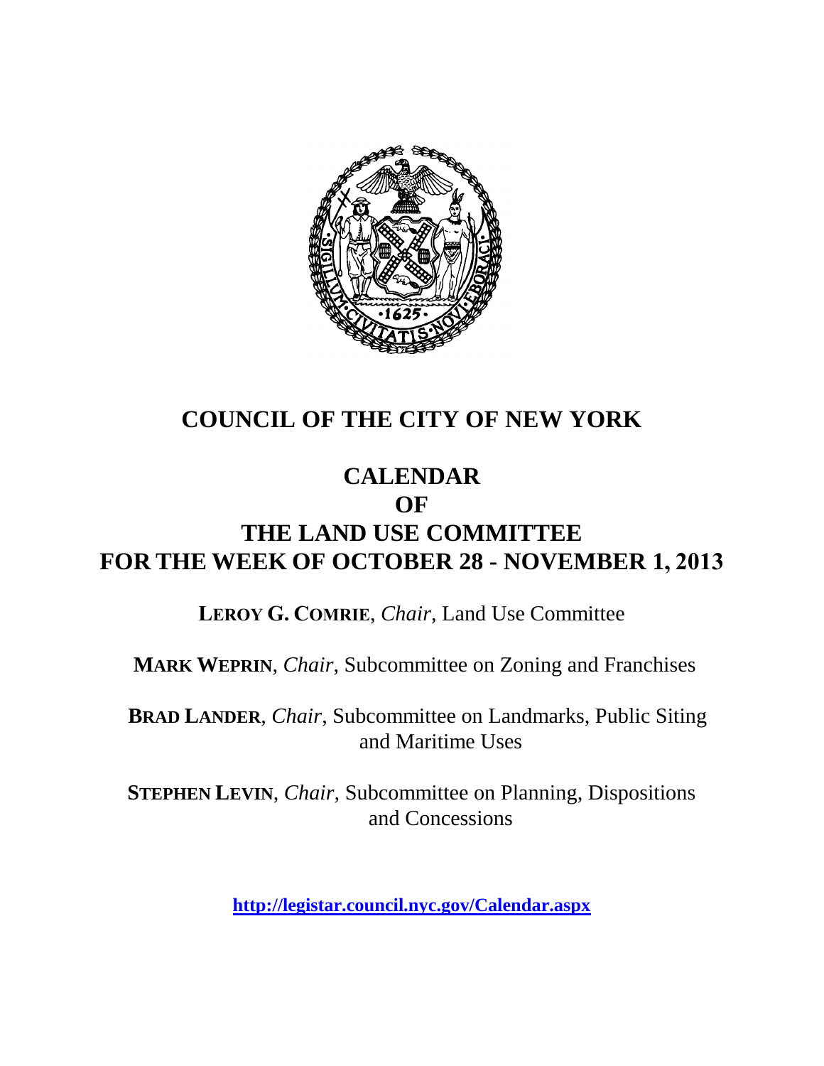# COUNCIL OF THE CITY OF NEW YORK

# CALENDAR
# OF
# THE LAND USE COMMITTEE
# FOR THE WEEK OF OCTOBER 28 - NOVEMBER 1, 2013

**LEROY G. COMRIE**, *Chair*, Land Use Committee

**MARK WEPRIN**, *Chair*, Subcommittee on Zoning and Franchises

**BRAD LANDER**, *Chair*, Subcommittee on Landmarks, Public Siting and Maritime Uses

**STEPHEN LEVIN**, *Chair*, Subcommittee on Planning, Dispositions and Concessions

**http://legistar.council.nyc.gov/Calendar.aspx**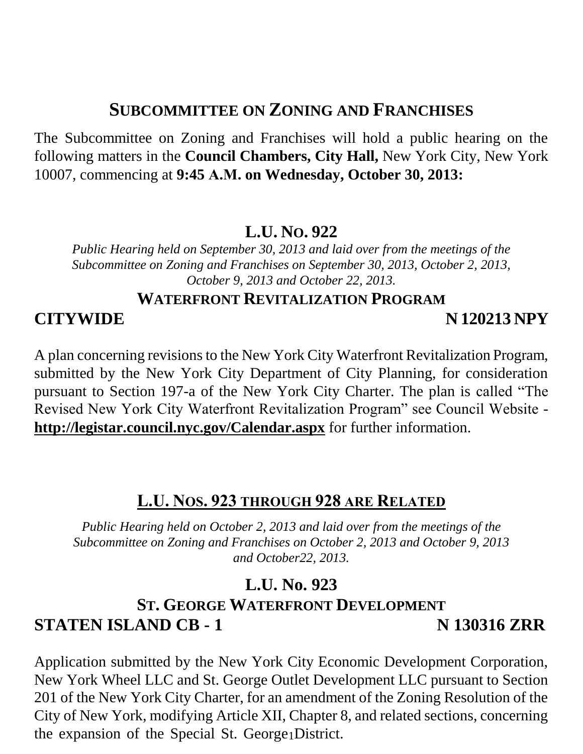## SUBCOMMITTEE ON ZONING AND FRANCHISES

The Subcommittee on Zoning and Franchises will hold a public hearing on the following matters in the **Council Chambers, City Hall,** New York City, New York 10007, commencing at **9:45 A.M. on Wednesday, October 30, 2013:**

### L.U. NO. 922

*Public Hearing held on September 30, 2013 and laid over from the meetings of the Subcommittee on Zoning and Franchises on September 30, 2013, October 2, 2013, October 9, 2013 and October 22, 2013.*

**WATERFRONT REVITALIZATION PROGRAM**

**CITYWIDE** **N 120213 NPY**

A plan concerning revisions to the New York City Waterfront Revitalization Program, submitted by the New York City Department of City Planning, for consideration pursuant to Section 197-a of the New York City Charter. The plan is called "The Revised New York City Waterfront Revitalization Program" see Council Website - **http://legistar.council.nyc.gov/Calendar.aspx** for further information.

### L.U. NOS. 923 THROUGH 928 ARE RELATED

*Public Hearing held on October 2, 2013 and laid over from the meetings of the Subcommittee on Zoning and Franchises on October 2, 2013 and October 9, 2013 and October22, 2013.*

### L.U. No. 923

**ST. GEORGE WATERFRONT DEVELOPMENT**

**STATEN ISLAND CB - 1** **N 130316 ZRR**

Application submitted by the New York City Economic Development Corporation, New York Wheel LLC and St. George Outlet Development LLC pursuant to Section 201 of the New York City Charter, for an amendment of the Zoning Resolution of the City of New York, modifying Article XII, Chapter 8, and related sections, concerning the expansion of the Special St. George District.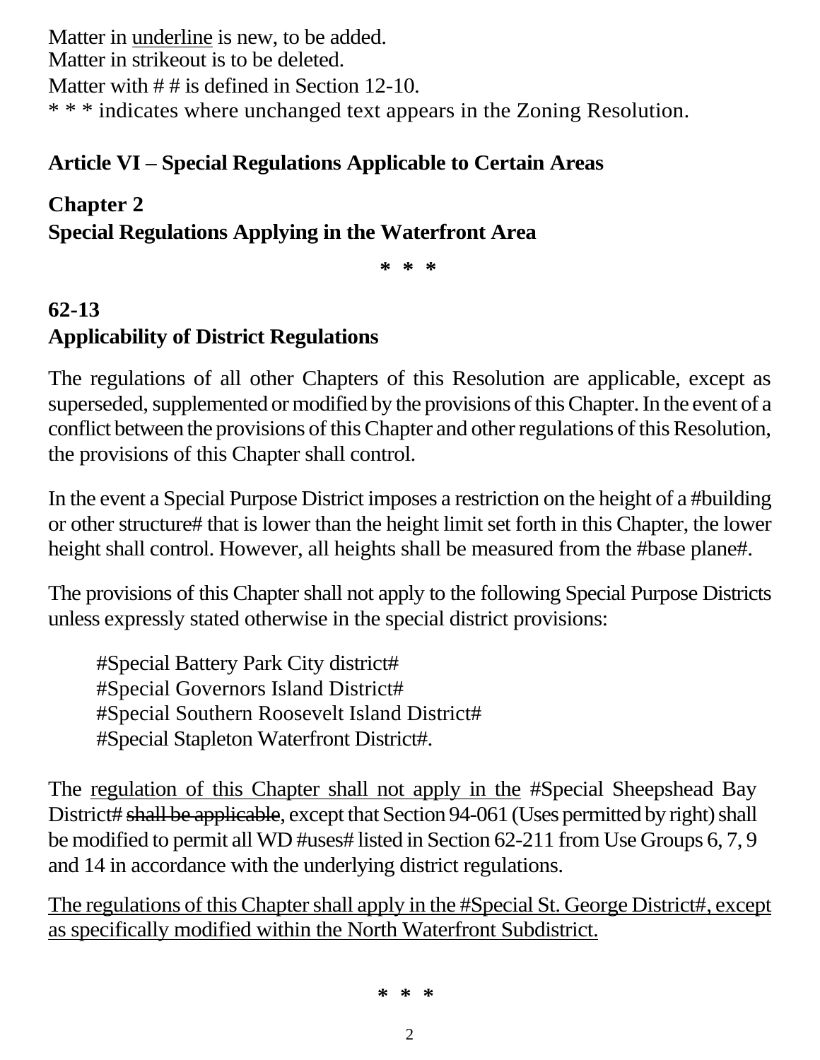Matter in <u>underline</u> is new, to be added.
Matter in strikeout is to be deleted.
Matter with # # is defined in Section 12-10.
* * * indicates where unchanged text appears in the Zoning Resolution.

## Article VI – Special Regulations Applicable to Certain Areas

## Chapter 2
## Special Regulations Applying in the Waterfront Area

* * *

### 62-13
### Applicability of District Regulations

The regulations of all other Chapters of this Resolution are applicable, except as superseded, supplemented or modified by the provisions of this Chapter. In the event of a conflict between the provisions of this Chapter and other regulations of this Resolution, the provisions of this Chapter shall control.

In the event a Special Purpose District imposes a restriction on the height of a #building or other structure# that is lower than the height limit set forth in this Chapter, the lower height shall control. However, all heights shall be measured from the #base plane#.

The provisions of this Chapter shall not apply to the following Special Purpose Districts unless expressly stated otherwise in the special district provisions:

#Special Battery Park City district#
#Special Governors Island District#
#Special Southern Roosevelt Island District#
#Special Stapleton Waterfront District#.

The <u>regulation of this Chapter shall not apply in the</u> #Special Sheepshead Bay District# ~~shall be applicable~~, except that Section 94-061 (Uses permitted by right) shall be modified to permit all WD #uses# listed in Section 62-211 from Use Groups 6, 7, 9 and 14 in accordance with the underlying district regulations.

<u>The regulations of this Chapter shall apply in the #Special St. George District#, except as specifically modified within the North Waterfront Subdistrict.</u>

* * *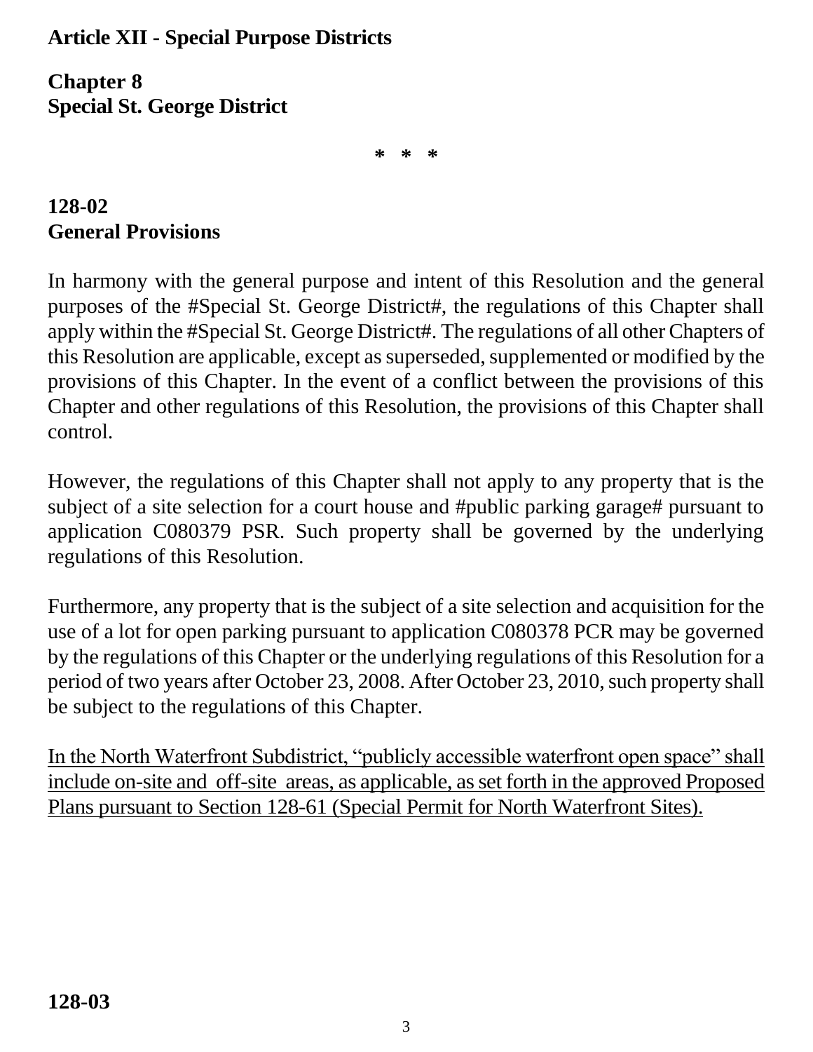**Article XII - Special Purpose Districts**

**Chapter 8**
**Special St. George District**

\* \* \*

## 128-02
## General Provisions

In harmony with the general purpose and intent of this Resolution and the general purposes of the #Special St. George District#, the regulations of this Chapter shall apply within the #Special St. George District#. The regulations of all other Chapters of this Resolution are applicable, except as superseded, supplemented or modified by the provisions of this Chapter. In the event of a conflict between the provisions of this Chapter and other regulations of this Resolution, the provisions of this Chapter shall control.

However, the regulations of this Chapter shall not apply to any property that is the subject of a site selection for a court house and #public parking garage# pursuant to application C080379 PSR. Such property shall be governed by the underlying regulations of this Resolution.

Furthermore, any property that is the subject of a site selection and acquisition for the use of a lot for open parking pursuant to application C080378 PCR may be governed by the regulations of this Chapter or the underlying regulations of this Resolution for a period of two years after October 23, 2008. After October 23, 2010, such property shall be subject to the regulations of this Chapter.

<u>In the North Waterfront Subdistrict, "publicly accessible waterfront open space" shall include on-site and off-site areas, as applicable, as set forth in the approved Proposed Plans pursuant to Section 128-61 (Special Permit for North Waterfront Sites).</u>

## 128-03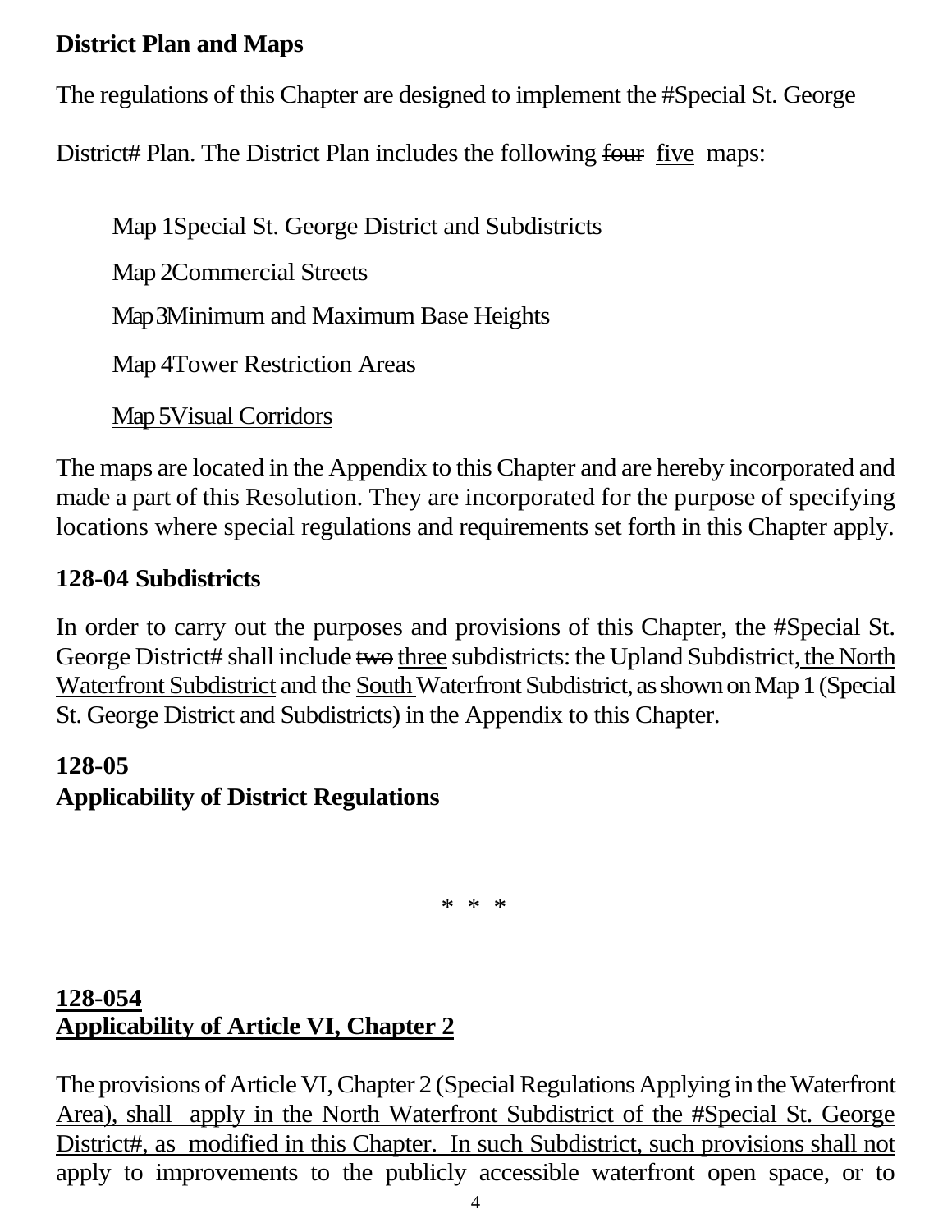**District Plan and Maps**

The regulations of this Chapter are designed to implement the #Special St. George District# Plan. The District Plan includes the following ~~four~~ <u>five</u> maps:

Map 1 Special St. George District and Subdistricts

Map 2 Commercial Streets

Map 3 Minimum and Maximum Base Heights

Map 4 Tower Restriction Areas

<u>Map 5 Visual Corridors</u>

The maps are located in the Appendix to this Chapter and are hereby incorporated and made a part of this Resolution. They are incorporated for the purpose of specifying locations where special regulations and requirements set forth in this Chapter apply.

**128-04 Subdistricts**

In order to carry out the purposes and provisions of this Chapter, the #Special St. George District# shall include ~~two~~ <u>three</u> subdistricts: the Upland Subdistrict<u>, the North Waterfront Subdistrict</u> and the <u>South</u> Waterfront Subdistrict, as shown on Map 1 (Special St. George District and Subdistricts) in the Appendix to this Chapter.

**128-05**
**Applicability of District Regulations**

\* \* \*

<u>**128-054**</u>
<u>**Applicability of Article VI, Chapter 2**</u>

<u>The provisions of Article VI, Chapter 2 (Special Regulations Applying in the Waterfront Area), shall apply in the North Waterfront Subdistrict of the #Special St. George District#, as modified in this Chapter. In such Subdistrict, such provisions shall not apply to improvements to the publicly accessible waterfront open space, or to</u>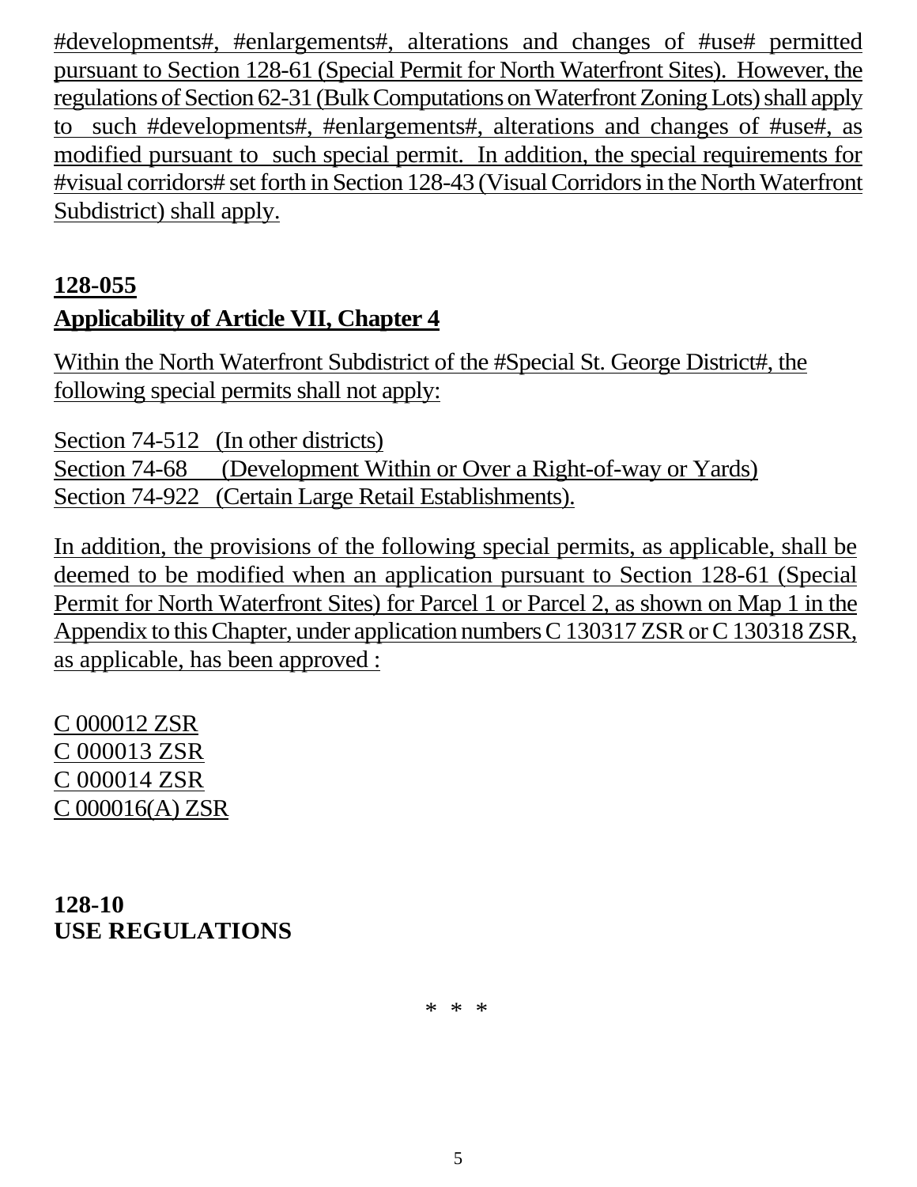#developments#, #enlargements#, alterations and changes of #use# permitted pursuant to Section 128-61 (Special Permit for North Waterfront Sites). However, the regulations of Section 62-31 (Bulk Computations on Waterfront Zoning Lots) shall apply to such #developments#, #enlargements#, alterations and changes of #use#, as modified pursuant to such special permit. In addition, the special requirements for #visual corridors# set forth in Section 128-43 (Visual Corridors in the North Waterfront Subdistrict) shall apply.

**128-055**
**Applicability of Article VII, Chapter 4**

Within the North Waterfront Subdistrict of the #Special St. George District#, the following special permits shall not apply:

Section 74-512 (In other districts)
Section 74-68 (Development Within or Over a Right-of-way or Yards)
Section 74-922 (Certain Large Retail Establishments).

In addition, the provisions of the following special permits, as applicable, shall be deemed to be modified when an application pursuant to Section 128-61 (Special Permit for North Waterfront Sites) for Parcel 1 or Parcel 2, as shown on Map 1 in the Appendix to this Chapter, under application numbers C 130317 ZSR or C 130318 ZSR, as applicable, has been approved :

C 000012 ZSR
C 000013 ZSR
C 000014 ZSR
C 000016(A) ZSR

**128-10**
**USE REGULATIONS**

* * *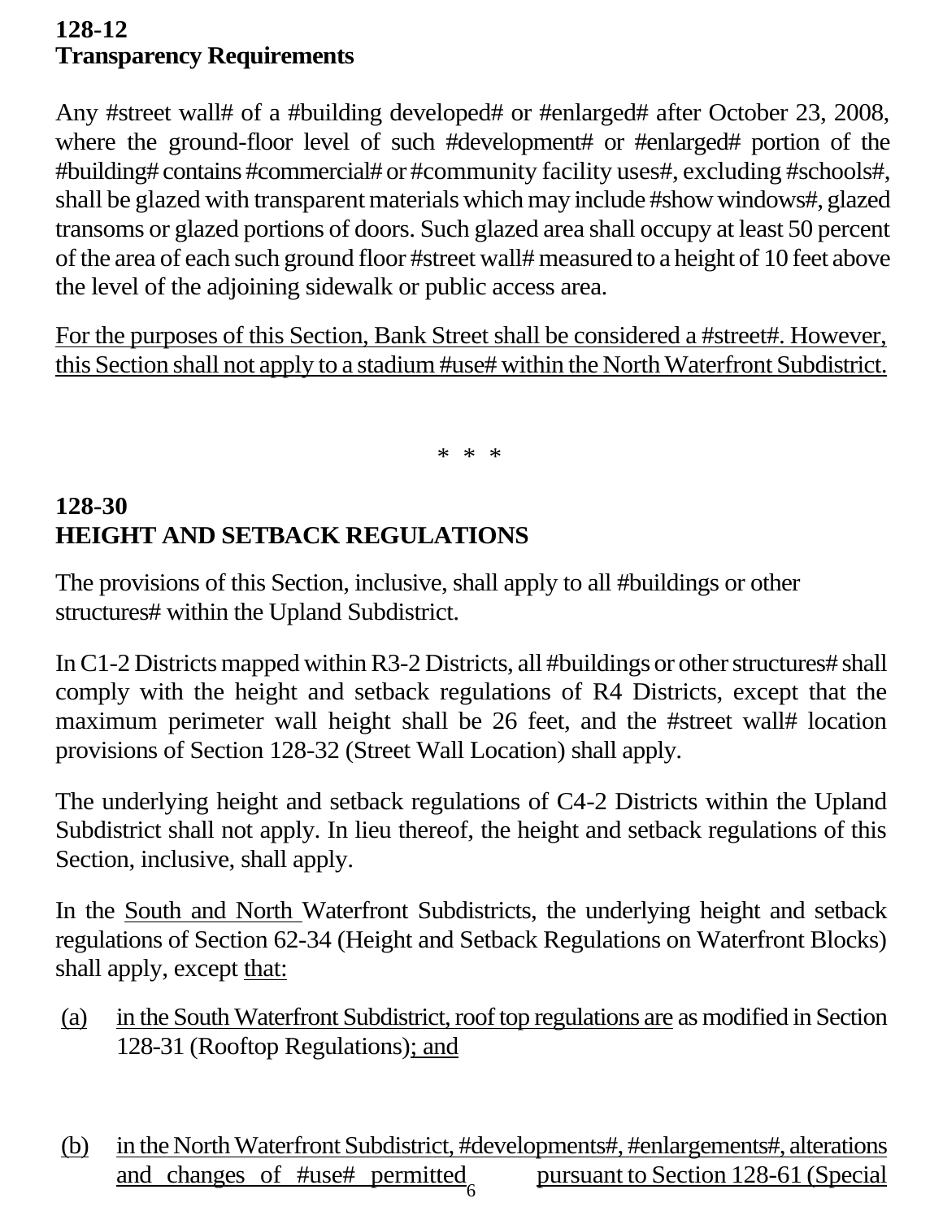**128-12**
**Transparency Requirements**

Any #street wall# of a #building developed# or #enlarged# after October 23, 2008, where the ground-floor level of such #development# or #enlarged# portion of the #building# contains #commercial# or #community facility uses#, excluding #schools#, shall be glazed with transparent materials which may include #show windows#, glazed transoms or glazed portions of doors. Such glazed area shall occupy at least 50 percent of the area of each such ground floor #street wall# measured to a height of 10 feet above the level of the adjoining sidewalk or public access area.

<u>For the purposes of this Section, Bank Street shall be considered a #street#. However, this Section shall not apply to a stadium #use# within the North Waterfront Subdistrict.</u>

\* \* \*

**128-30**
**HEIGHT AND SETBACK REGULATIONS**

The provisions of this Section, inclusive, shall apply to all #buildings or other structures# within the Upland Subdistrict.

In C1-2 Districts mapped within R3-2 Districts, all #buildings or other structures# shall comply with the height and setback regulations of R4 Districts, except that the maximum perimeter wall height shall be 26 feet, and the #street wall# location provisions of Section 128-32 (Street Wall Location) shall apply.

The underlying height and setback regulations of C4-2 Districts within the Upland Subdistrict shall not apply. In lieu thereof, the height and setback regulations of this Section, inclusive, shall apply.

In the <u>South and North</u> Waterfront Subdistricts, the underlying height and setback regulations of Section 62-34 (Height and Setback Regulations on Waterfront Blocks) shall apply, except <u>that:</u>

<u>(a)</u> <u>in the South Waterfront Subdistrict, roof top regulations are</u> as modified in Section 128-31 (Rooftop Regulations)<u>; and</u>

<u>(b)</u> <u>in the North Waterfront Subdistrict, #developments#, #enlargements#, alterations and changes of #use# permitted pursuant to Section 128-61 (Special</u>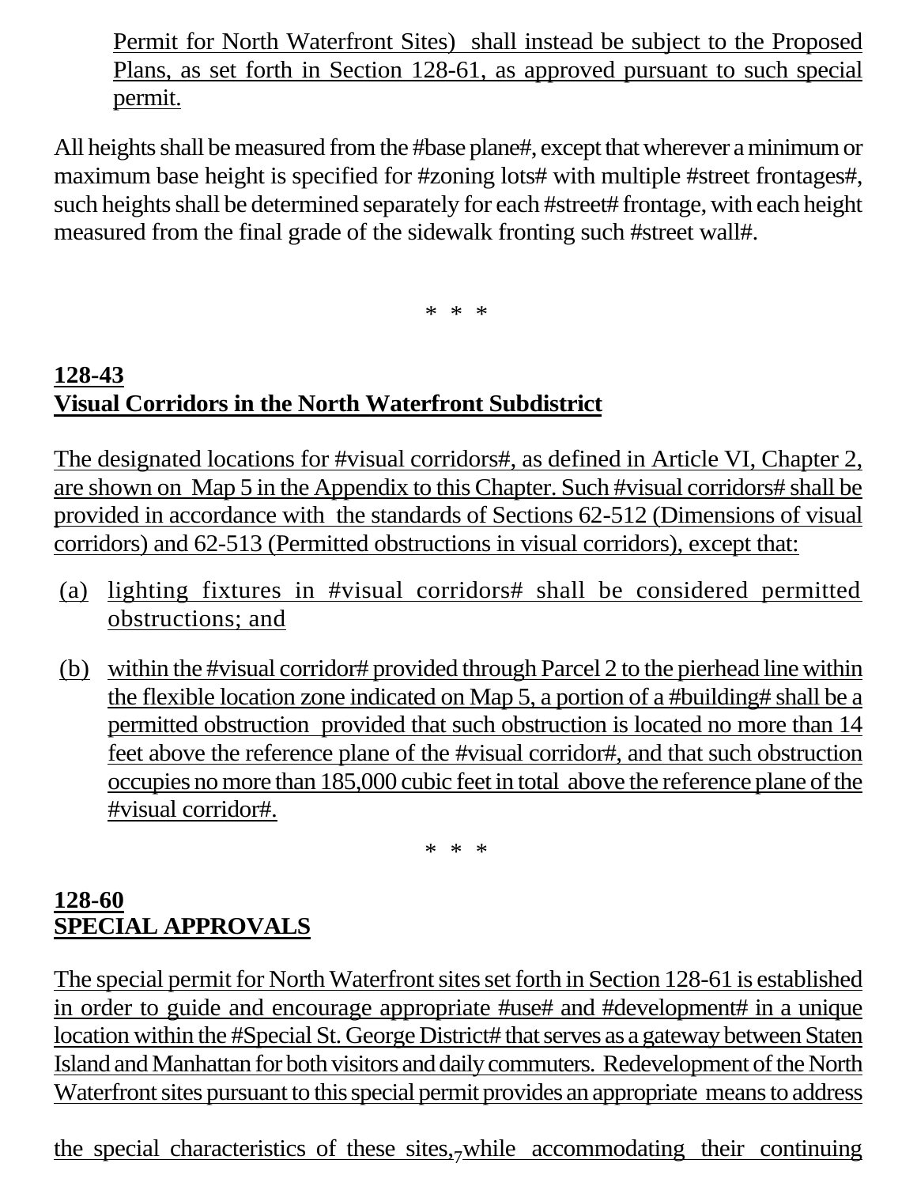Permit for North Waterfront Sites) shall instead be subject to the Proposed Plans, as set forth in Section 128-61, as approved pursuant to such special permit.

All heights shall be measured from the #base plane#, except that wherever a minimum or maximum base height is specified for #zoning lots# with multiple #street frontages#, such heights shall be determined separately for each #street# frontage, with each height measured from the final grade of the sidewalk fronting such #street wall#.

\* \* \*

## 128-43
## Visual Corridors in the North Waterfront Subdistrict

The designated locations for #visual corridors#, as defined in Article VI, Chapter 2, are shown on Map 5 in the Appendix to this Chapter. Such #visual corridors# shall be provided in accordance with the standards of Sections 62-512 (Dimensions of visual corridors) and 62-513 (Permitted obstructions in visual corridors), except that:

(a) lighting fixtures in #visual corridors# shall be considered permitted obstructions; and

(b) within the #visual corridor# provided through Parcel 2 to the pierhead line within the flexible location zone indicated on Map 5, a portion of a #building# shall be a permitted obstruction provided that such obstruction is located no more than 14 feet above the reference plane of the #visual corridor#, and that such obstruction occupies no more than 185,000 cubic feet in total above the reference plane of the #visual corridor#.

\* \* \*

## 128-60
## SPECIAL APPROVALS

The special permit for North Waterfront sites set forth in Section 128-61 is established in order to guide and encourage appropriate #use# and #development# in a unique location within the #Special St. George District# that serves as a gateway between Staten Island and Manhattan for both visitors and daily commuters. Redevelopment of the North Waterfront sites pursuant to this special permit provides an appropriate means to address the special characteristics of these sites, while accommodating their continuing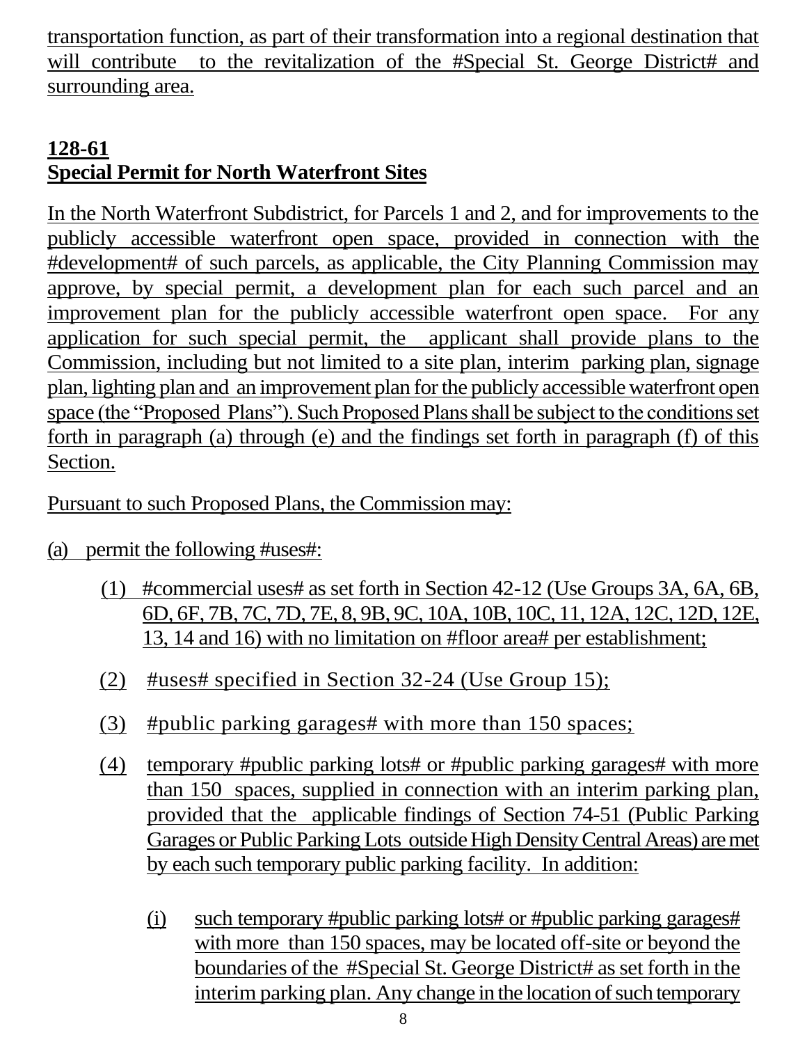transportation function, as part of their transformation into a regional destination that will contribute to the revitalization of the #Special St. George District# and surrounding area.

## 128-61
## Special Permit for North Waterfront Sites

In the North Waterfront Subdistrict, for Parcels 1 and 2, and for improvements to the publicly accessible waterfront open space, provided in connection with the #development# of such parcels, as applicable, the City Planning Commission may approve, by special permit, a development plan for each such parcel and an improvement plan for the publicly accessible waterfront open space. For any application for such special permit, the applicant shall provide plans to the Commission, including but not limited to a site plan, interim parking plan, signage plan, lighting plan and an improvement plan for the publicly accessible waterfront open space (the "Proposed Plans"). Such Proposed Plans shall be subject to the conditions set forth in paragraph (a) through (e) and the findings set forth in paragraph (f) of this Section.

Pursuant to such Proposed Plans, the Commission may:

(a) permit the following #uses#:

(1) #commercial uses# as set forth in Section 42-12 (Use Groups 3A, 6A, 6B, 6D, 6F, 7B, 7C, 7D, 7E, 8, 9B, 9C, 10A, 10B, 10C, 11, 12A, 12C, 12D, 12E, 13, 14 and 16) with no limitation on #floor area# per establishment;

(2) #uses# specified in Section 32-24 (Use Group 15);

(3) #public parking garages# with more than 150 spaces;

(4) temporary #public parking lots# or #public parking garages# with more than 150 spaces, supplied in connection with an interim parking plan, provided that the applicable findings of Section 74-51 (Public Parking Garages or Public Parking Lots outside High Density Central Areas) are met by each such temporary public parking facility. In addition:

(i) such temporary #public parking lots# or #public parking garages# with more than 150 spaces, may be located off-site or beyond the boundaries of the #Special St. George District# as set forth in the interim parking plan. Any change in the location of such temporary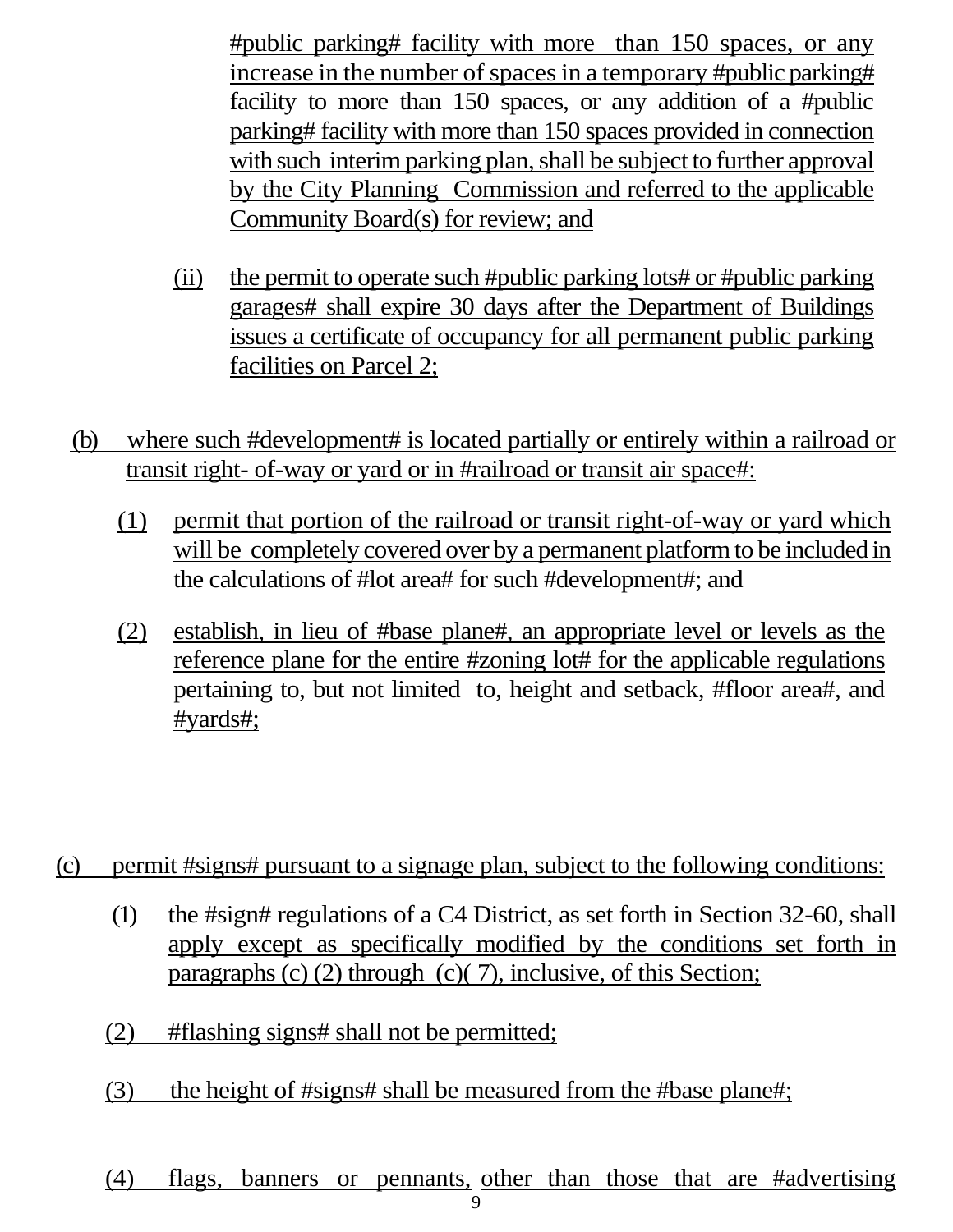#public parking# facility with more than 150 spaces, or any increase in the number of spaces in a temporary #public parking# facility to more than 150 spaces, or any addition of a #public parking# facility with more than 150 spaces provided in connection with such interim parking plan, shall be subject to further approval by the City Planning Commission and referred to the applicable Community Board(s) for review; and

(ii) the permit to operate such #public parking lots# or #public parking garages# shall expire 30 days after the Department of Buildings issues a certificate of occupancy for all permanent public parking facilities on Parcel 2;

(b) where such #development# is located partially or entirely within a railroad or transit right- of-way or yard or in #railroad or transit air space#:

(1) permit that portion of the railroad or transit right-of-way or yard which will be completely covered over by a permanent platform to be included in the calculations of #lot area# for such #development#; and

(2) establish, in lieu of #base plane#, an appropriate level or levels as the reference plane for the entire #zoning lot# for the applicable regulations pertaining to, but not limited to, height and setback, #floor area#, and #yards#;

(c) permit #signs# pursuant to a signage plan, subject to the following conditions:

(1) the #sign# regulations of a C4 District, as set forth in Section 32-60, shall apply except as specifically modified by the conditions set forth in paragraphs (c) (2) through (c)( 7), inclusive, of this Section;

(2) #flashing signs# shall not be permitted;

(3) the height of #signs# shall be measured from the #base plane#;

(4) flags, banners or pennants, other than those that are #advertising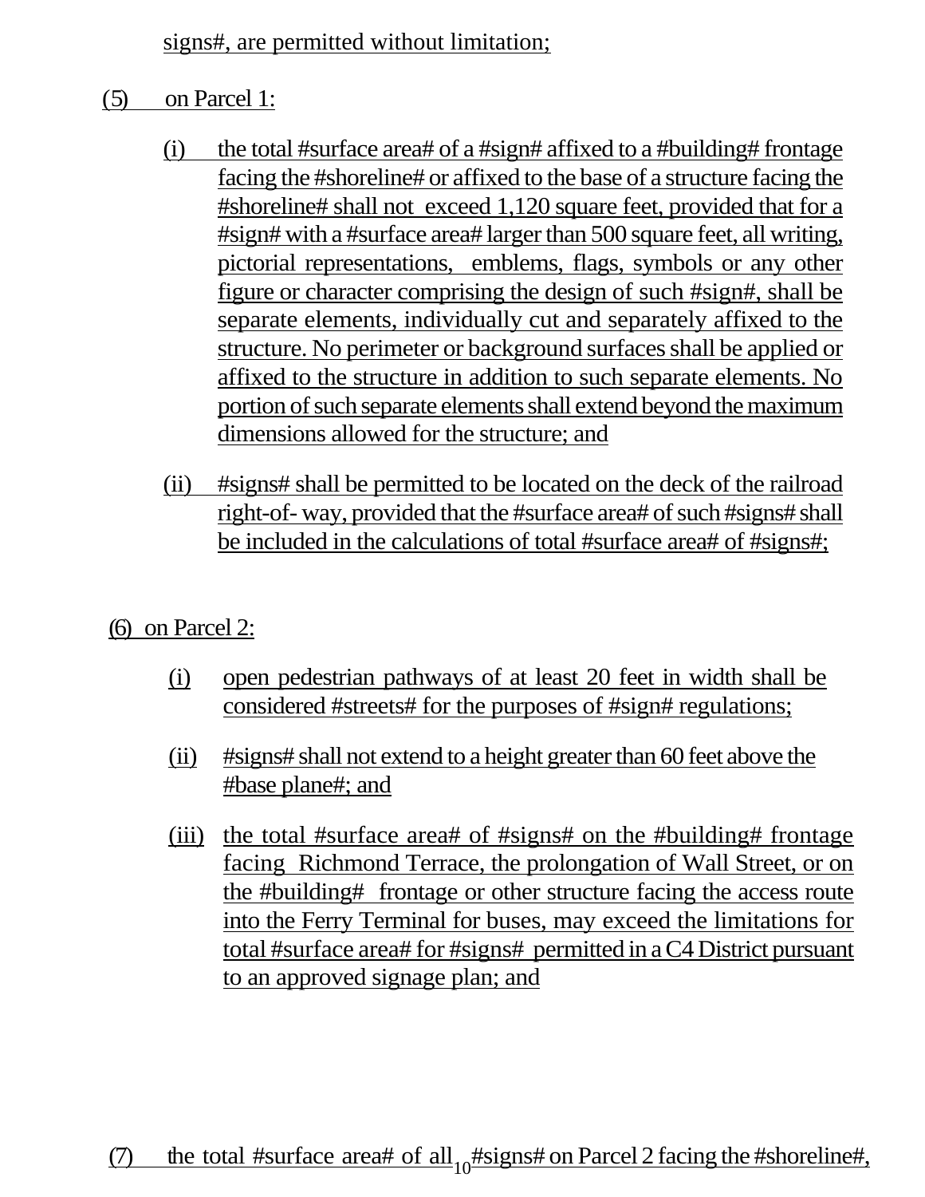signs#, are permitted without limitation;

(5) on Parcel 1:

(i) the total #surface area# of a #sign# affixed to a #building# frontage facing the #shoreline# or affixed to the base of a structure facing the #shoreline# shall not exceed 1,120 square feet, provided that for a #sign# with a #surface area# larger than 500 square feet, all writing, pictorial representations, emblems, flags, symbols or any other figure or character comprising the design of such #sign#, shall be separate elements, individually cut and separately affixed to the structure. No perimeter or background surfaces shall be applied or affixed to the structure in addition to such separate elements. No portion of such separate elements shall extend beyond the maximum dimensions allowed for the structure; and

(ii) #signs# shall be permitted to be located on the deck of the railroad right-of- way, provided that the #surface area# of such #signs# shall be included in the calculations of total #surface area# of #signs#;

(6) on Parcel 2:

(i) open pedestrian pathways of at least 20 feet in width shall be considered #streets# for the purposes of #sign# regulations;

(ii) #signs# shall not extend to a height greater than 60 feet above the #base plane#; and

(iii) the total #surface area# of #signs# on the #building# frontage facing Richmond Terrace, the prolongation of Wall Street, or on the #building# frontage or other structure facing the access route into the Ferry Terminal for buses, may exceed the limitations for total #surface area# for #signs# permitted in a C4 District pursuant to an approved signage plan; and

(7) the total #surface area# of all #signs# on Parcel 2 facing the #shoreline#,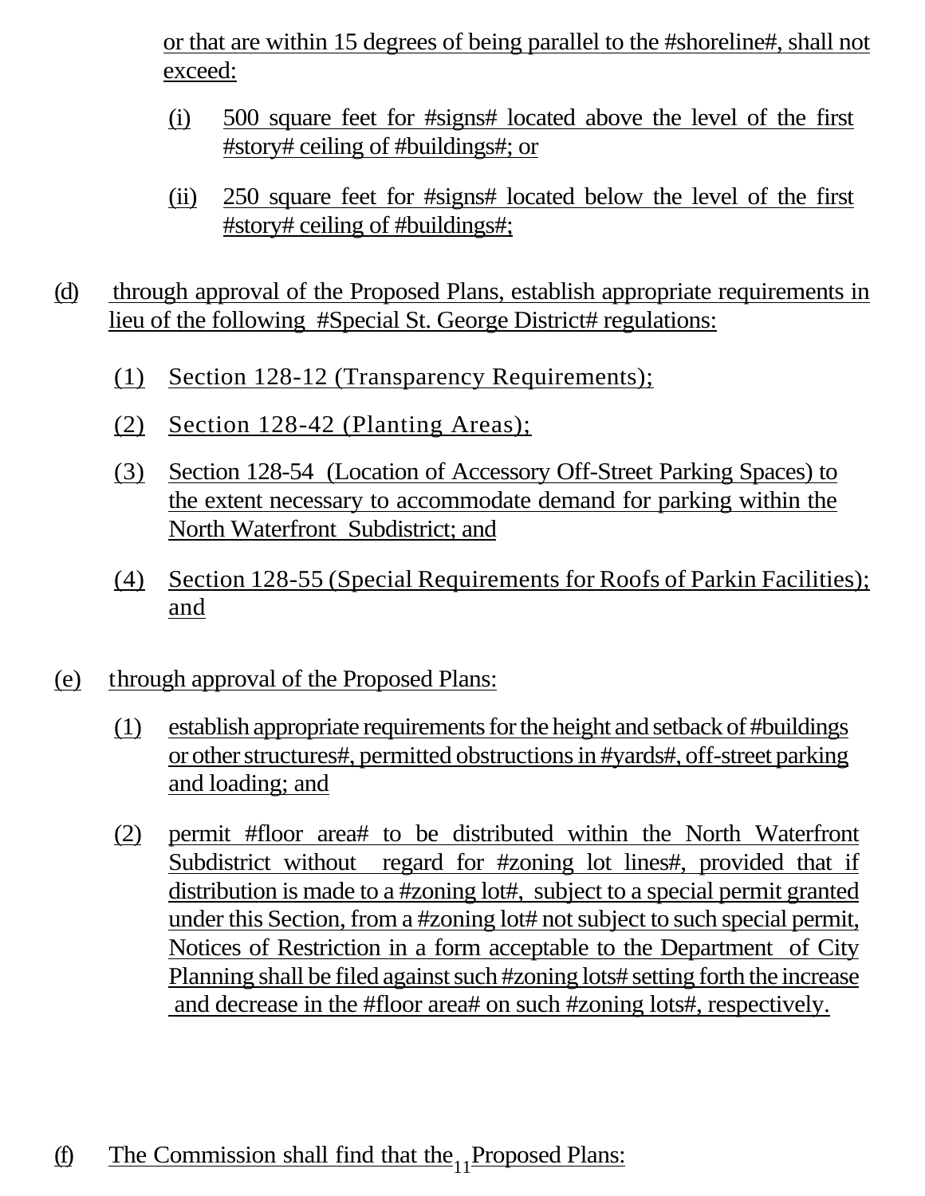or that are within 15 degrees of being parallel to the #shoreline#, shall not exceed:

(i) 500 square feet for #signs# located above the level of the first #story# ceiling of #buildings#; or

(ii) 250 square feet for #signs# located below the level of the first #story# ceiling of #buildings#;

(d) through approval of the Proposed Plans, establish appropriate requirements in lieu of the following #Special St. George District# regulations:

(1) Section 128-12 (Transparency Requirements);

(2) Section 128-42 (Planting Areas);

(3) Section 128-54 (Location of Accessory Off-Street Parking Spaces) to the extent necessary to accommodate demand for parking within the North Waterfront Subdistrict; and

(4) Section 128-55 (Special Requirements for Roofs of Parkin Facilities); and

(e) through approval of the Proposed Plans:

(1) establish appropriate requirements for the height and setback of #buildings or other structures#, permitted obstructions in #yards#, off-street parking and loading; and

(2) permit #floor area# to be distributed within the North Waterfront Subdistrict without regard for #zoning lot lines#, provided that if distribution is made to a #zoning lot#, subject to a special permit granted under this Section, from a #zoning lot# not subject to such special permit, Notices of Restriction in a form acceptable to the Department of City Planning shall be filed against such #zoning lots# setting forth the increase and decrease in the #floor area# on such #zoning lots#, respectively.

(f) The Commission shall find that the Proposed Plans: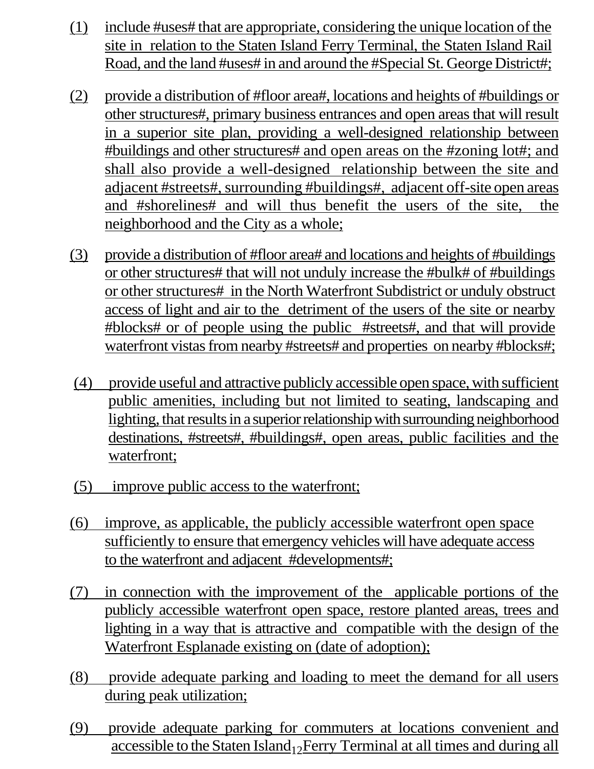(1) include #uses# that are appropriate, considering the unique location of the site in relation to the Staten Island Ferry Terminal, the Staten Island Rail Road, and the land #uses# in and around the #Special St. George District#;

(2) provide a distribution of #floor area#, locations and heights of #buildings or other structures#, primary business entrances and open areas that will result in a superior site plan, providing a well-designed relationship between #buildings and other structures# and open areas on the #zoning lot#; and shall also provide a well-designed relationship between the site and adjacent #streets#, surrounding #buildings#, adjacent off-site open areas and #shorelines# and will thus benefit the users of the site, the neighborhood and the City as a whole;

(3) provide a distribution of #floor area# and locations and heights of #buildings or other structures# that will not unduly increase the #bulk# of #buildings or other structures# in the North Waterfront Subdistrict or unduly obstruct access of light and air to the detriment of the users of the site or nearby #blocks# or of people using the public #streets#, and that will provide waterfront vistas from nearby #streets# and properties on nearby #blocks#;

(4) provide useful and attractive publicly accessible open space, with sufficient public amenities, including but not limited to seating, landscaping and lighting, that results in a superior relationship with surrounding neighborhood destinations, #streets#, #buildings#, open areas, public facilities and the waterfront;

(5) improve public access to the waterfront;

(6) improve, as applicable, the publicly accessible waterfront open space sufficiently to ensure that emergency vehicles will have adequate access to the waterfront and adjacent #developments#;

(7) in connection with the improvement of the applicable portions of the publicly accessible waterfront open space, restore planted areas, trees and lighting in a way that is attractive and compatible with the design of the Waterfront Esplanade existing on (date of adoption);

(8) provide adequate parking and loading to meet the demand for all users during peak utilization;

(9) provide adequate parking for commuters at locations convenient and accessible to the Staten Island Ferry Terminal at all times and during all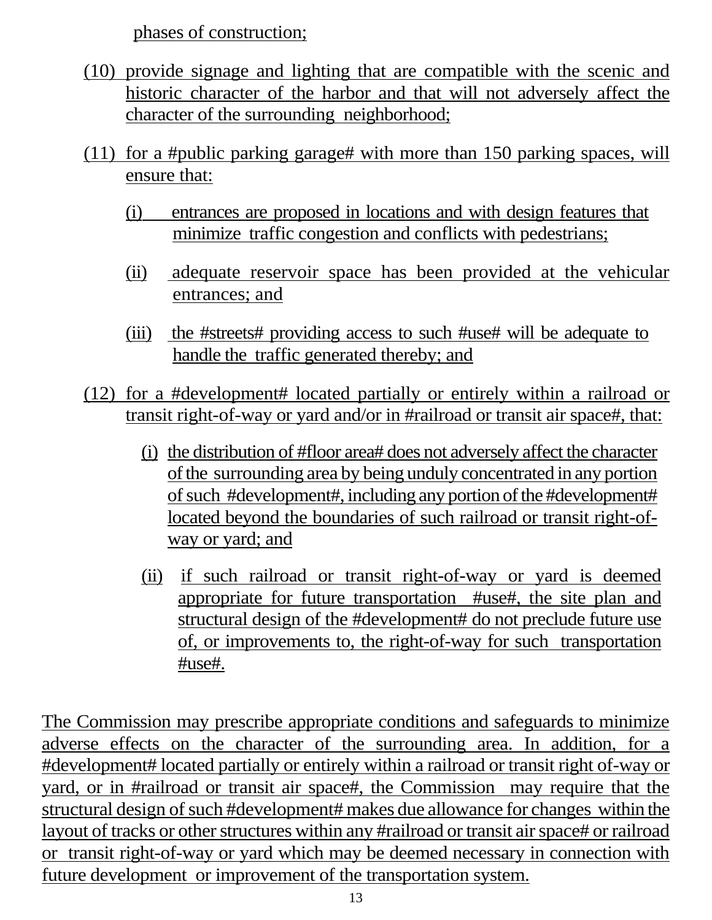phases of construction;

(10) provide signage and lighting that are compatible with the scenic and historic character of the harbor and that will not adversely affect the character of the surrounding neighborhood;

(11) for a #public parking garage# with more than 150 parking spaces, will ensure that:

   (i) entrances are proposed in locations and with design features that minimize traffic congestion and conflicts with pedestrians;

   (ii) adequate reservoir space has been provided at the vehicular entrances; and

   (iii) the #streets# providing access to such #use# will be adequate to handle the traffic generated thereby; and

(12) for a #development# located partially or entirely within a railroad or transit right-of-way or yard and/or in #railroad or transit air space#, that:

   (i) the distribution of #floor area# does not adversely affect the character of the surrounding area by being unduly concentrated in any portion of such #development#, including any portion of the #development# located beyond the boundaries of such railroad or transit right-of-way or yard; and

   (ii) if such railroad or transit right-of-way or yard is deemed appropriate for future transportation #use#, the site plan and structural design of the #development# do not preclude future use of, or improvements to, the right-of-way for such transportation #use#.

The Commission may prescribe appropriate conditions and safeguards to minimize adverse effects on the character of the surrounding area. In addition, for a #development# located partially or entirely within a railroad or transit right of-way or yard, or in #railroad or transit air space#, the Commission may require that the structural design of such #development# makes due allowance for changes within the layout of tracks or other structures within any #railroad or transit air space# or railroad or transit right-of-way or yard which may be deemed necessary in connection with future development or improvement of the transportation system.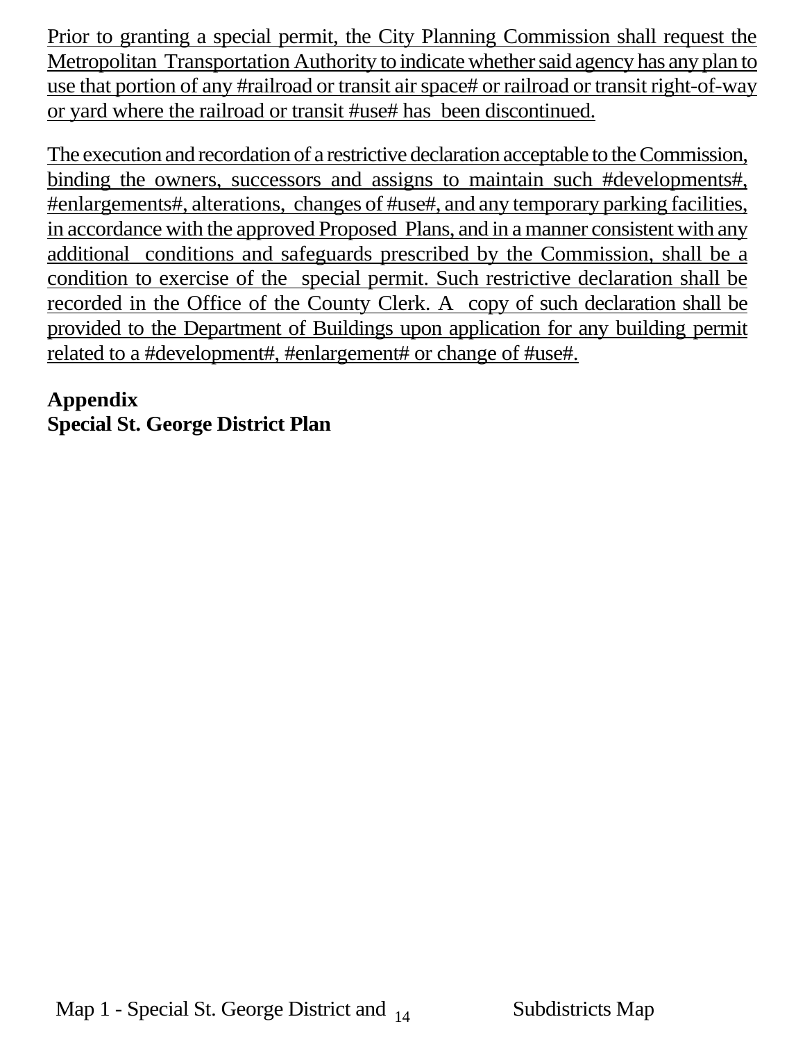Prior to granting a special permit, the City Planning Commission shall request the Metropolitan Transportation Authority to indicate whether said agency has any plan to use that portion of any #railroad or transit air space# or railroad or transit right-of-way or yard where the railroad or transit #use# has been discontinued.

The execution and recordation of a restrictive declaration acceptable to the Commission, binding the owners, successors and assigns to maintain such #developments#, #enlargements#, alterations, changes of #use#, and any temporary parking facilities, in accordance with the approved Proposed Plans, and in a manner consistent with any additional conditions and safeguards prescribed by the Commission, shall be a condition to exercise of the special permit. Such restrictive declaration shall be recorded in the Office of the County Clerk. A copy of such declaration shall be provided to the Department of Buildings upon application for any building permit related to a #development#, #enlargement# or change of #use#.

**Appendix**
**Special St. George District Plan**

Map 1 - Special St. George District and Subdistricts Map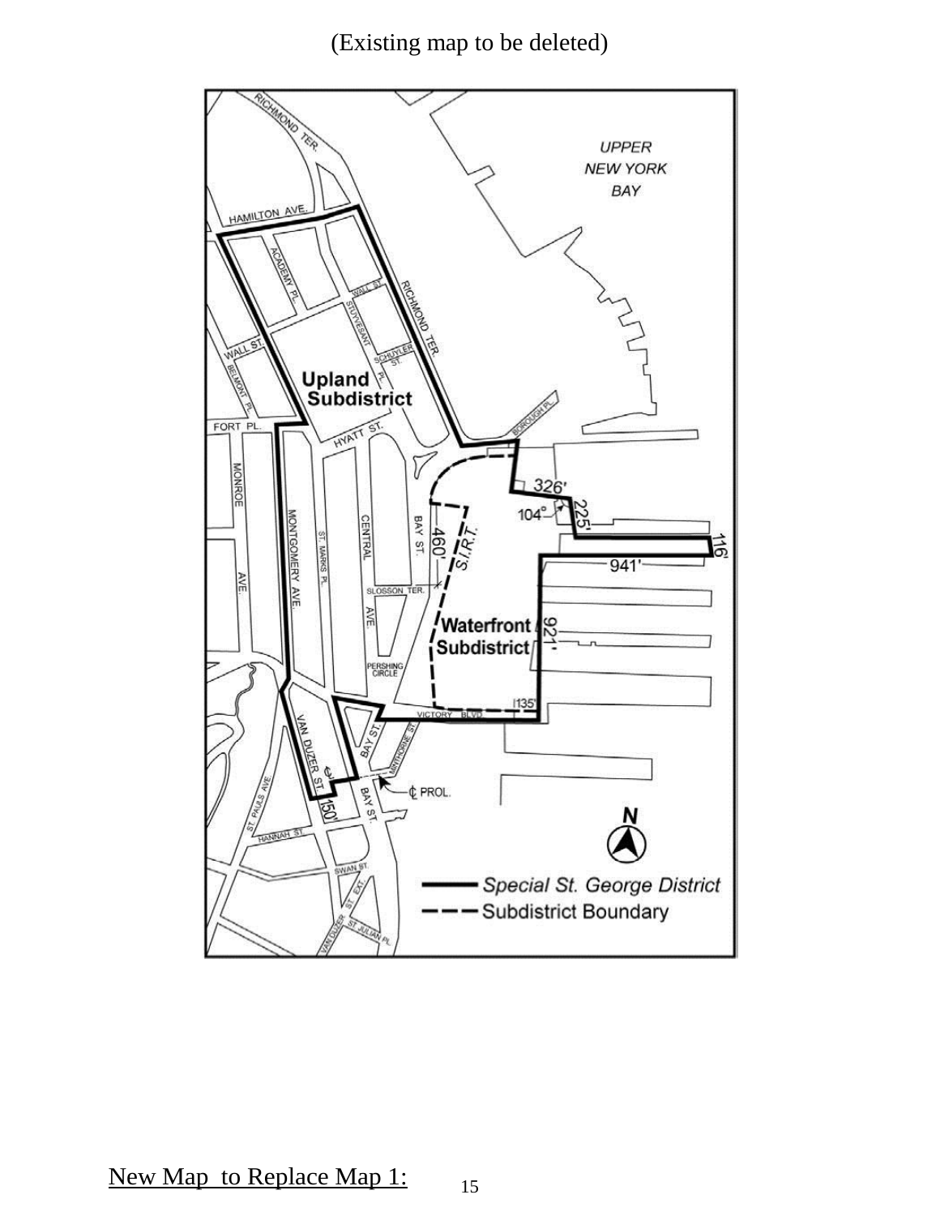(Existing map to be deleted)

UPPER NEW YORK BAY

RICHMOND TER.

HAMILTON AVE.

ACADEMY PL.

WALL ST.

STUYVESANT PL.

RICHMOND TER.

WALL ST.

SCHUYLER ST.

BELMONT PL.

**Upland Subdistrict**

BOROUGH PL.

FORT PL.

HYATT ST.

MONROE AVE.

MONTGOMERY AVE.

ST. MARKS PL.

CENTRAL AVE.

BAY ST.

326'

104°

225'

116'

460'

S.I.R.T.

941'

SLOSSON TER.

**Waterfront Subdistrict**

921'

PERSHING CIRCLE

135'

VICTORY BLVD

VAN DUZER ST.

BAY ST.

MINTHORNE ST.

℄ PROL.

150'

ST. PAULS AVE.

BAY ST.

HANNAH ST.

N

SWAN ST.

ST. EXT.

VAN DUZER

ST JULIAN PL.

Special St. George District

Subdistrict Boundary

New Map to Replace Map 1: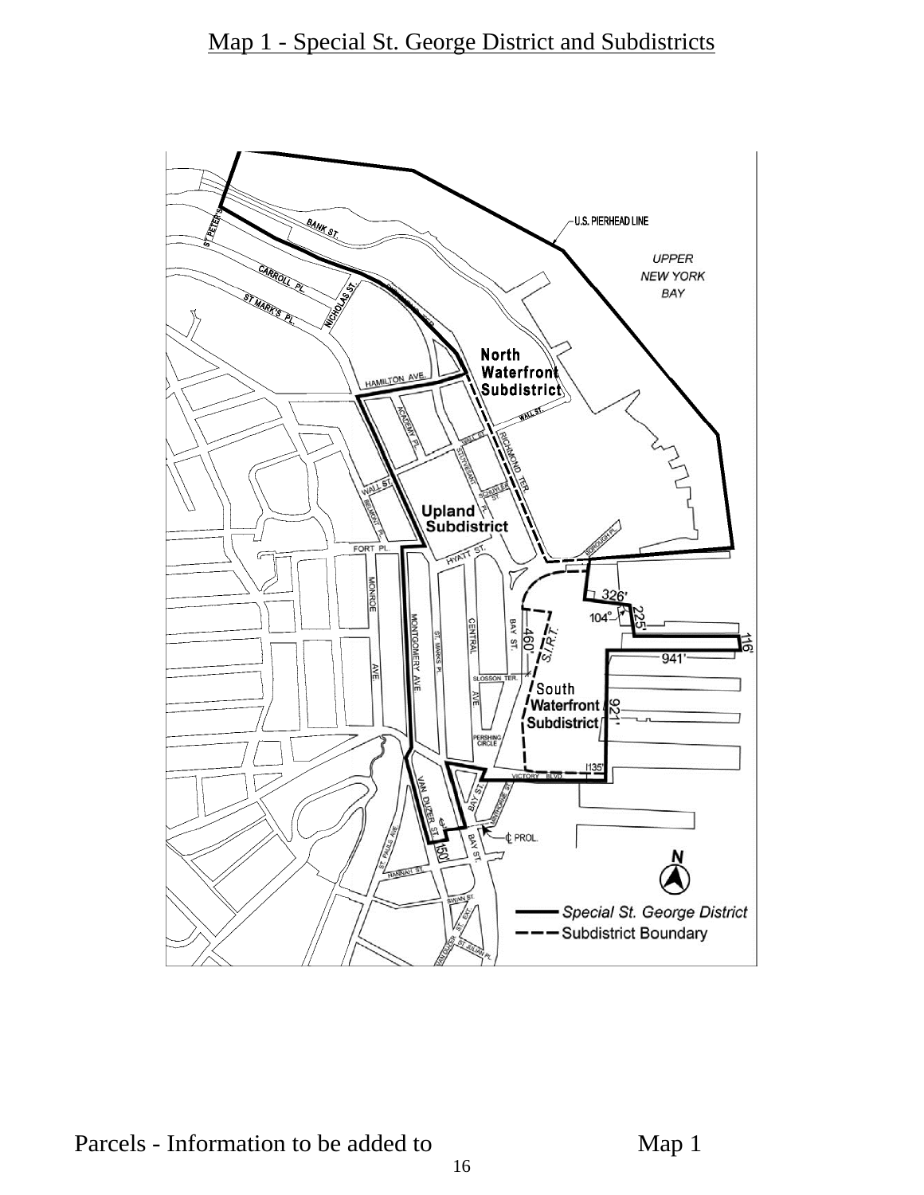# Map 1 - Special St. George District and Subdistricts

Parcels - Information to be added to Map 1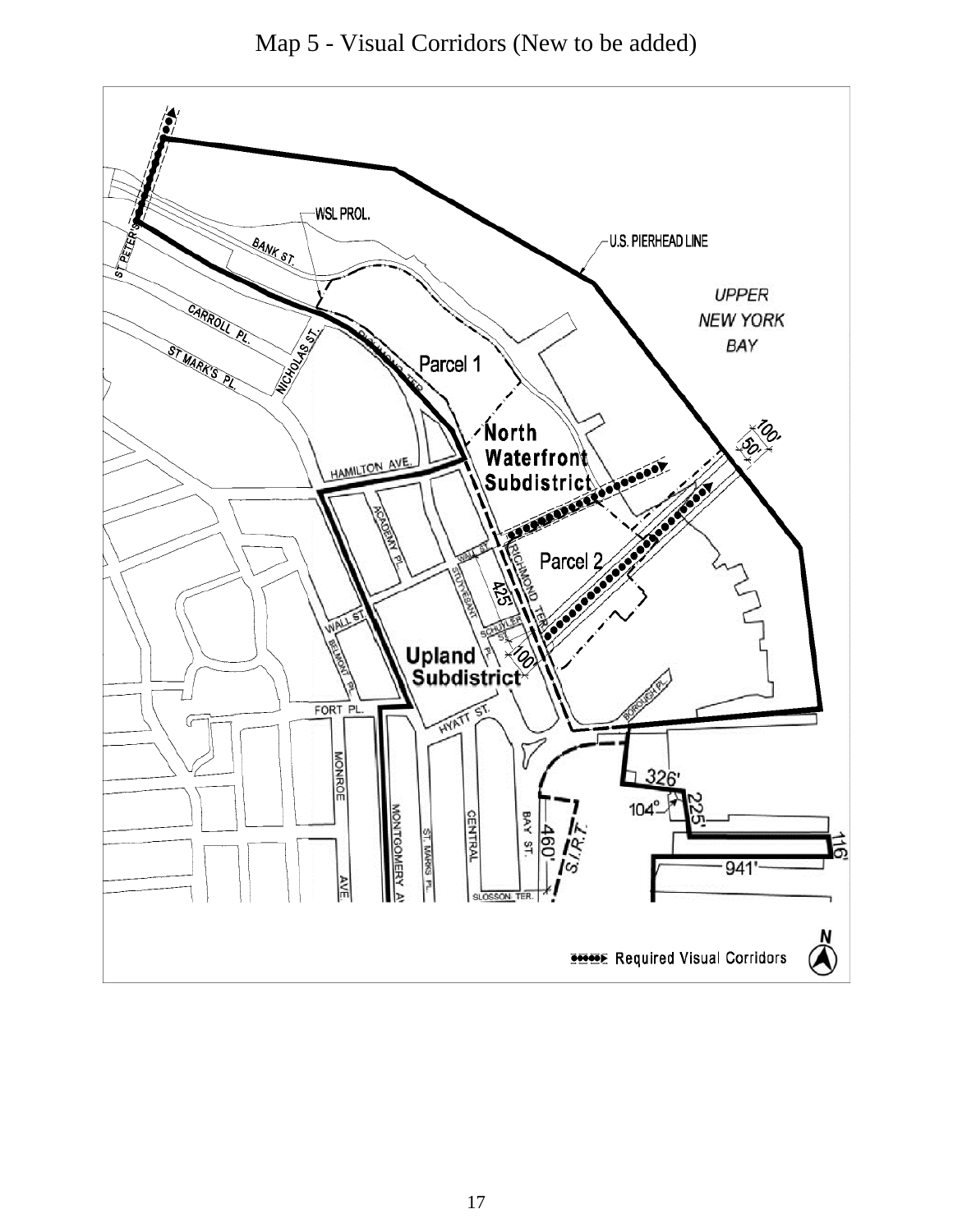# Map 5 - Visual Corridors (New to be added)

WSL PROL.

U.S. PIERHEAD LINE

UPPER NEW YORK BAY

ST. PETER'S

BANK ST.

CARROLL PL.

ST MARK'S PL.

NICHOLAS ST.

RICHMOND TER.

Parcel 1

North Waterfront Subdistrict

100'

50'

HAMILTON AVE.

ACADEMY PL.

WALL ST.

STUYVESANT

RICHMOND TER.

Parcel 2

425'

SCHUYLER ST.

WALL ST.

BELMONT PL.

Upland Subdistrict

100'

BOROUGH PL.

FORT PL.

HYATT ST.

326'

104°

225'

116'

941'

MONROE AVE.

MONTGOMERY AV

ST. MARKS PL.

CENTRAL

BAY ST.

460'

S.I.R.T.

SLOSSON TER.

Required Visual Corridors

N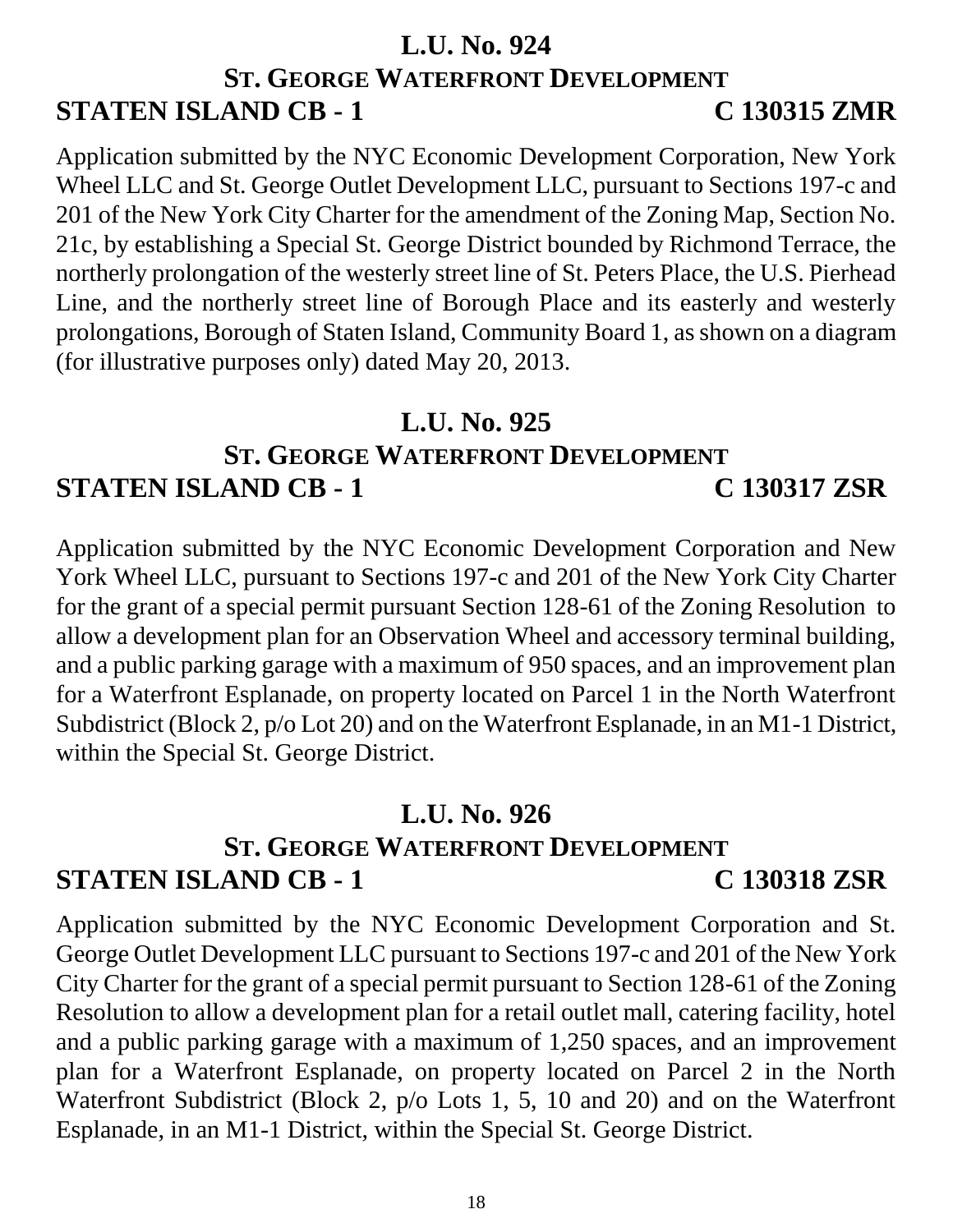## L.U. No. 924

### ST. GEORGE WATERFRONT DEVELOPMENT

**STATEN ISLAND CB - 1 C 130315 ZMR**

Application submitted by the NYC Economic Development Corporation, New York Wheel LLC and St. George Outlet Development LLC, pursuant to Sections 197-c and 201 of the New York City Charter for the amendment of the Zoning Map, Section No. 21c, by establishing a Special St. George District bounded by Richmond Terrace, the northerly prolongation of the westerly street line of St. Peters Place, the U.S. Pierhead Line, and the northerly street line of Borough Place and its easterly and westerly prolongations, Borough of Staten Island, Community Board 1, as shown on a diagram (for illustrative purposes only) dated May 20, 2013.

## L.U. No. 925

### ST. GEORGE WATERFRONT DEVELOPMENT

**STATEN ISLAND CB - 1 C 130317 ZSR**

Application submitted by the NYC Economic Development Corporation and New York Wheel LLC, pursuant to Sections 197-c and 201 of the New York City Charter for the grant of a special permit pursuant Section 128-61 of the Zoning Resolution to allow a development plan for an Observation Wheel and accessory terminal building, and a public parking garage with a maximum of 950 spaces, and an improvement plan for a Waterfront Esplanade, on property located on Parcel 1 in the North Waterfront Subdistrict (Block 2, p/o Lot 20) and on the Waterfront Esplanade, in an M1-1 District, within the Special St. George District.

## L.U. No. 926

### ST. GEORGE WATERFRONT DEVELOPMENT

**STATEN ISLAND CB - 1 C 130318 ZSR**

Application submitted by the NYC Economic Development Corporation and St. George Outlet Development LLC pursuant to Sections 197-c and 201 of the New York City Charter for the grant of a special permit pursuant to Section 128-61 of the Zoning Resolution to allow a development plan for a retail outlet mall, catering facility, hotel and a public parking garage with a maximum of 1,250 spaces, and an improvement plan for a Waterfront Esplanade, on property located on Parcel 2 in the North Waterfront Subdistrict (Block 2, p/o Lots 1, 5, 10 and 20) and on the Waterfront Esplanade, in an M1-1 District, within the Special St. George District.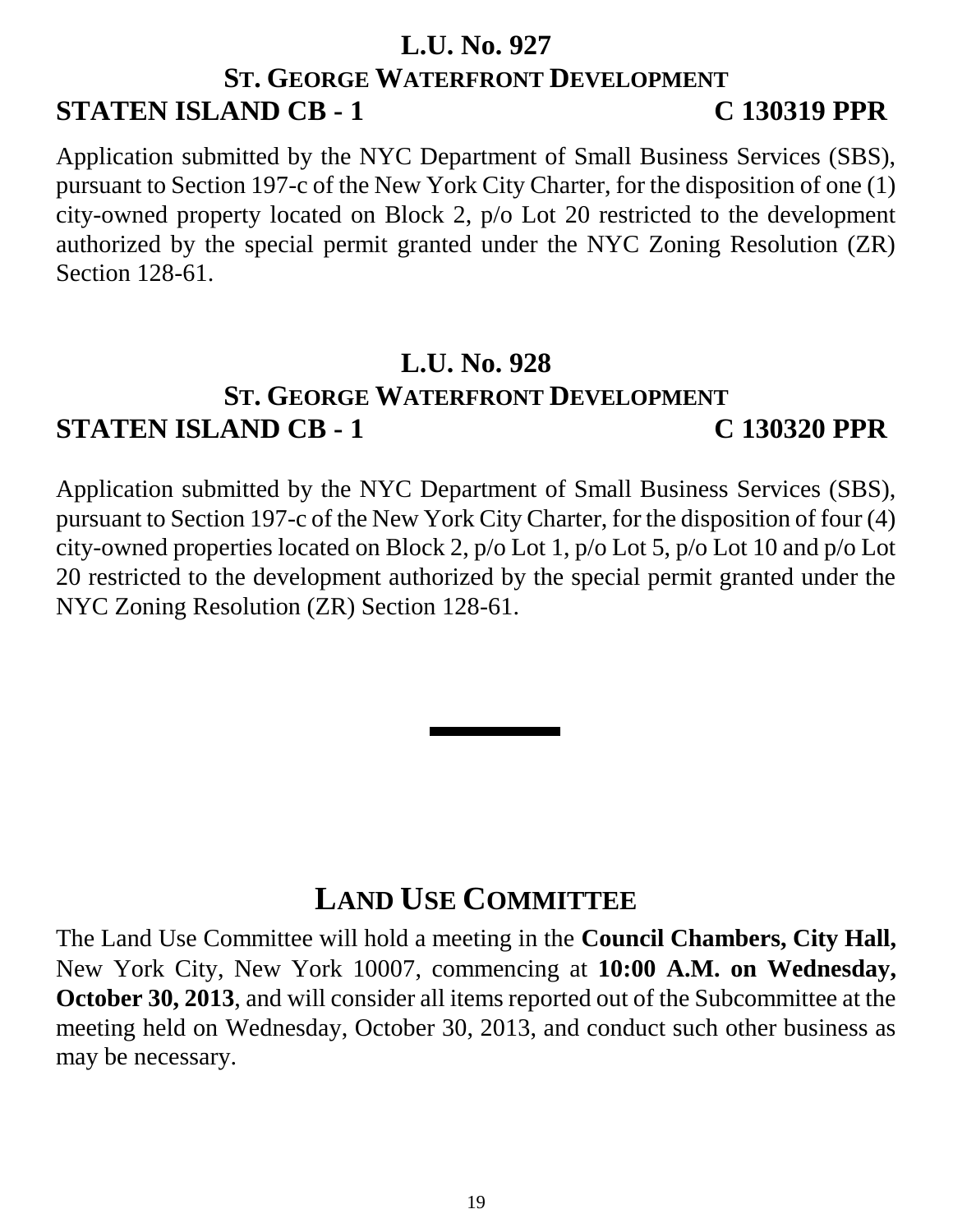**L.U. No. 927**

**ST. GEORGE WATERFRONT DEVELOPMENT**

**STATEN ISLAND CB - 1** **C 130319 PPR**

Application submitted by the NYC Department of Small Business Services (SBS), pursuant to Section 197-c of the New York City Charter, for the disposition of one (1) city-owned property located on Block 2, p/o Lot 20 restricted to the development authorized by the special permit granted under the NYC Zoning Resolution (ZR) Section 128-61.

**L.U. No. 928**

**ST. GEORGE WATERFRONT DEVELOPMENT**

**STATEN ISLAND CB - 1** **C 130320 PPR**

Application submitted by the NYC Department of Small Business Services (SBS), pursuant to Section 197-c of the New York City Charter, for the disposition of four (4) city-owned properties located on Block 2, p/o Lot 1, p/o Lot 5, p/o Lot 10 and p/o Lot 20 restricted to the development authorized by the special permit granted under the NYC Zoning Resolution (ZR) Section 128-61.

## LAND USE COMMITTEE

The Land Use Committee will hold a meeting in the **Council Chambers, City Hall,** New York City, New York 10007, commencing at **10:00 A.M. on Wednesday, October 30, 2013**, and will consider all items reported out of the Subcommittee at the meeting held on Wednesday, October 30, 2013, and conduct such other business as may be necessary.